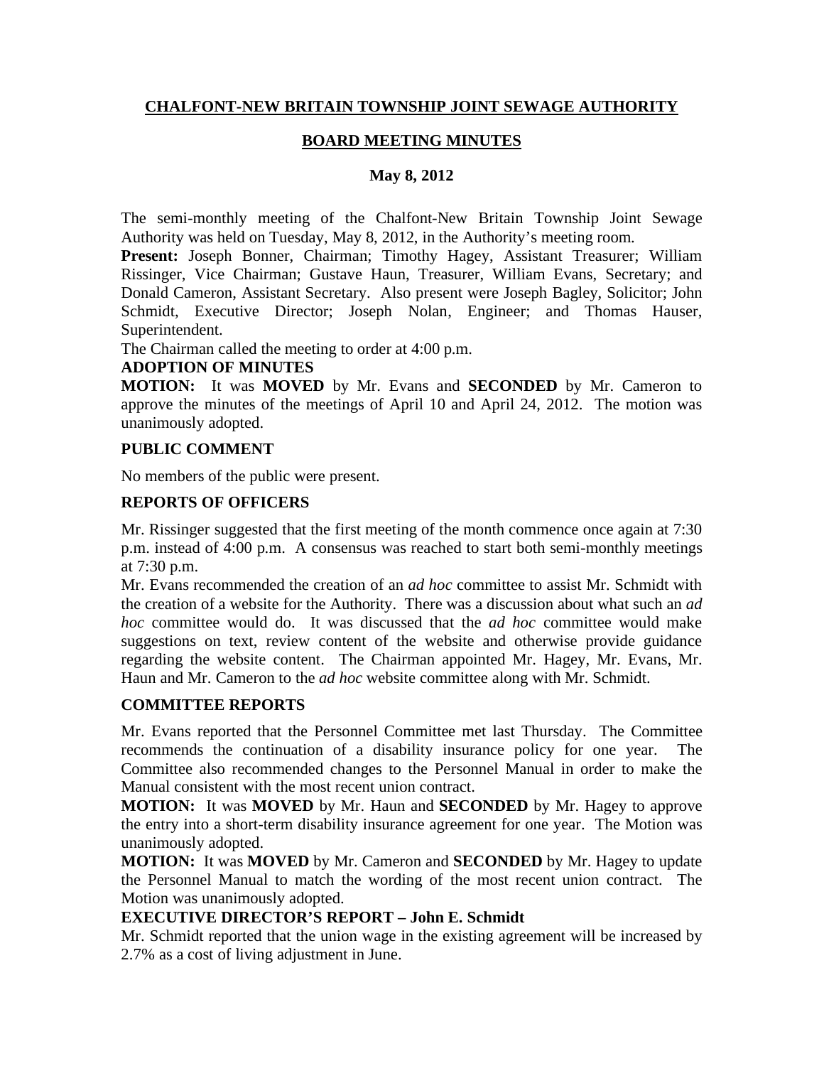**CHALFONT-NEW BRITAIN TOWNSHIP JOINT SEWAGE AUTHORITY**

**BOARD MEETING MINUTES**

**May 8, 2012**

The semi-monthly meeting of the Chalfont-New Britain Township Joint Sewage Authority was held on Tuesday, May 8, 2012, in the Authority's meeting room.

**Present:** Joseph Bonner, Chairman; Timothy Hagey, Assistant Treasurer; William Rissinger, Vice Chairman; Gustave Haun, Treasurer, William Evans, Secretary; and Donald Cameron, Assistant Secretary. Also present were Joseph Bagley, Solicitor; John Schmidt, Executive Director; Joseph Nolan, Engineer; and Thomas Hauser, Superintendent.

The Chairman called the meeting to order at 4:00 p.m.

**ADOPTION OF MINUTES**

**MOTION:** It was **MOVED** by Mr. Evans and **SECONDED** by Mr. Cameron to approve the minutes of the meetings of April 10 and April 24, 2012. The motion was unanimously adopted.

**PUBLIC COMMENT**

No members of the public were present.

**REPORTS OF OFFICERS**

Mr. Rissinger suggested that the first meeting of the month commence once again at 7:30 p.m. instead of 4:00 p.m. A consensus was reached to start both semi-monthly meetings at 7:30 p.m.

Mr. Evans recommended the creation of an *ad hoc* committee to assist Mr. Schmidt with the creation of a website for the Authority. There was a discussion about what such an *ad hoc* committee would do. It was discussed that the *ad hoc* committee would make suggestions on text, review content of the website and otherwise provide guidance regarding the website content. The Chairman appointed Mr. Hagey, Mr. Evans, Mr. Haun and Mr. Cameron to the *ad hoc* website committee along with Mr. Schmidt.

**COMMITTEE REPORTS**

Mr. Evans reported that the Personnel Committee met last Thursday. The Committee recommends the continuation of a disability insurance policy for one year. The Committee also recommended changes to the Personnel Manual in order to make the Manual consistent with the most recent union contract.

**MOTION:** It was **MOVED** by Mr. Haun and **SECONDED** by Mr. Hagey to approve the entry into a short-term disability insurance agreement for one year. The Motion was unanimously adopted.

**MOTION:** It was **MOVED** by Mr. Cameron and **SECONDED** by Mr. Hagey to update the Personnel Manual to match the wording of the most recent union contract. The Motion was unanimously adopted.

**EXECUTIVE DIRECTOR'S REPORT – John E. Schmidt**

Mr. Schmidt reported that the union wage in the existing agreement will be increased by 2.7% as a cost of living adjustment in June.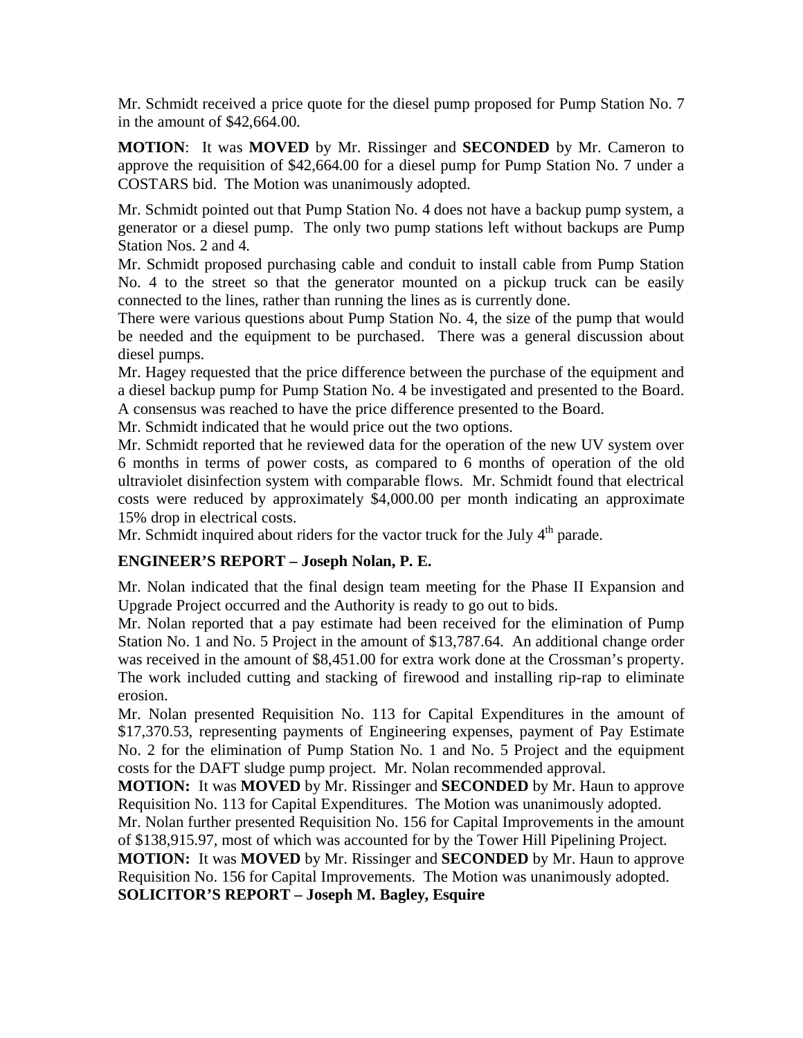Mr. Schmidt received a price quote for the diesel pump proposed for Pump Station No. 7 in the amount of $42,664.00.

**MOTION**: It was **MOVED** by Mr. Rissinger and **SECONDED** by Mr. Cameron to approve the requisition of $42,664.00 for a diesel pump for Pump Station No. 7 under a COSTARS bid. The Motion was unanimously adopted.

Mr. Schmidt pointed out that Pump Station No. 4 does not have a backup pump system, a generator or a diesel pump. The only two pump stations left without backups are Pump Station Nos. 2 and 4.

Mr. Schmidt proposed purchasing cable and conduit to install cable from Pump Station No. 4 to the street so that the generator mounted on a pickup truck can be easily connected to the lines, rather than running the lines as is currently done.

There were various questions about Pump Station No. 4, the size of the pump that would be needed and the equipment to be purchased. There was a general discussion about diesel pumps.

Mr. Hagey requested that the price difference between the purchase of the equipment and a diesel backup pump for Pump Station No. 4 be investigated and presented to the Board. A consensus was reached to have the price difference presented to the Board.

Mr. Schmidt indicated that he would price out the two options.

Mr. Schmidt reported that he reviewed data for the operation of the new UV system over 6 months in terms of power costs, as compared to 6 months of operation of the old ultraviolet disinfection system with comparable flows. Mr. Schmidt found that electrical costs were reduced by approximately $4,000.00 per month indicating an approximate 15% drop in electrical costs.

Mr. Schmidt inquired about riders for the vactor truck for the July 4th parade.

**ENGINEER'S REPORT – Joseph Nolan, P. E.**

Mr. Nolan indicated that the final design team meeting for the Phase II Expansion and Upgrade Project occurred and the Authority is ready to go out to bids.

Mr. Nolan reported that a pay estimate had been received for the elimination of Pump Station No. 1 and No. 5 Project in the amount of $13,787.64. An additional change order was received in the amount of $8,451.00 for extra work done at the Crossman's property. The work included cutting and stacking of firewood and installing rip-rap to eliminate erosion.

Mr. Nolan presented Requisition No. 113 for Capital Expenditures in the amount of $17,370.53, representing payments of Engineering expenses, payment of Pay Estimate No. 2 for the elimination of Pump Station No. 1 and No. 5 Project and the equipment costs for the DAFT sludge pump project. Mr. Nolan recommended approval.

**MOTION:** It was **MOVED** by Mr. Rissinger and **SECONDED** by Mr. Haun to approve Requisition No. 113 for Capital Expenditures. The Motion was unanimously adopted.

Mr. Nolan further presented Requisition No. 156 for Capital Improvements in the amount of $138,915.97, most of which was accounted for by the Tower Hill Pipelining Project.

**MOTION:** It was **MOVED** by Mr. Rissinger and **SECONDED** by Mr. Haun to approve Requisition No. 156 for Capital Improvements. The Motion was unanimously adopted.

**SOLICITOR'S REPORT – Joseph M. Bagley, Esquire**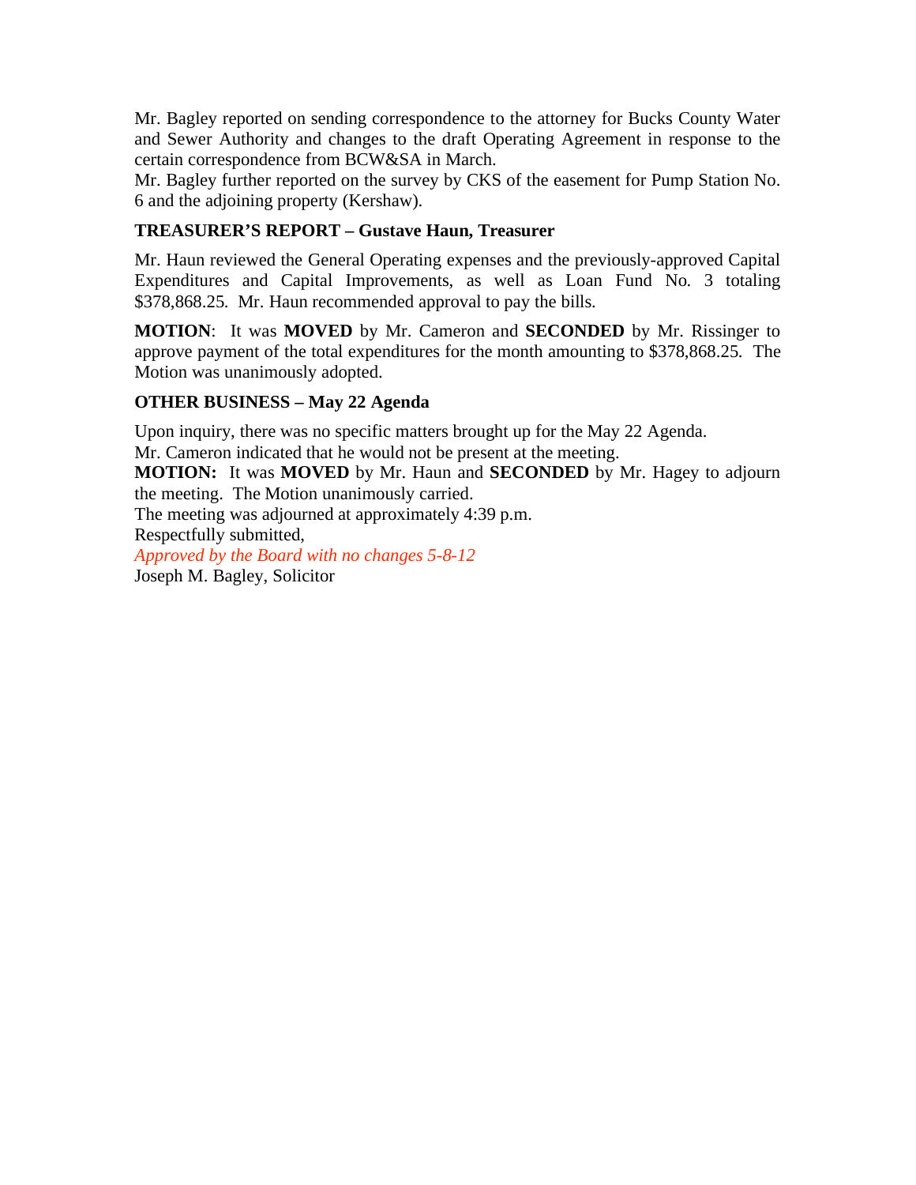Mr. Bagley reported on sending correspondence to the attorney for Bucks County Water and Sewer Authority and changes to the draft Operating Agreement in response to the certain correspondence from BCW&SA in March.

Mr. Bagley further reported on the survey by CKS of the easement for Pump Station No. 6 and the adjoining property (Kershaw).

**TREASURER'S REPORT – Gustave Haun, Treasurer**

Mr. Haun reviewed the General Operating expenses and the previously-approved Capital Expenditures and Capital Improvements, as well as Loan Fund No. 3 totaling $378,868.25. Mr. Haun recommended approval to pay the bills.

**MOTION**: It was **MOVED** by Mr. Cameron and **SECONDED** by Mr. Rissinger to approve payment of the total expenditures for the month amounting to $378,868.25. The Motion was unanimously adopted.

**OTHER BUSINESS – May 22 Agenda**

Upon inquiry, there was no specific matters brought up for the May 22 Agenda.

Mr. Cameron indicated that he would not be present at the meeting.

**MOTION:** It was **MOVED** by Mr. Haun and **SECONDED** by Mr. Hagey to adjourn the meeting. The Motion unanimously carried.

The meeting was adjourned at approximately 4:39 p.m.

Respectfully submitted,

*Approved by the Board with no changes 5-8-12*

Joseph M. Bagley, Solicitor